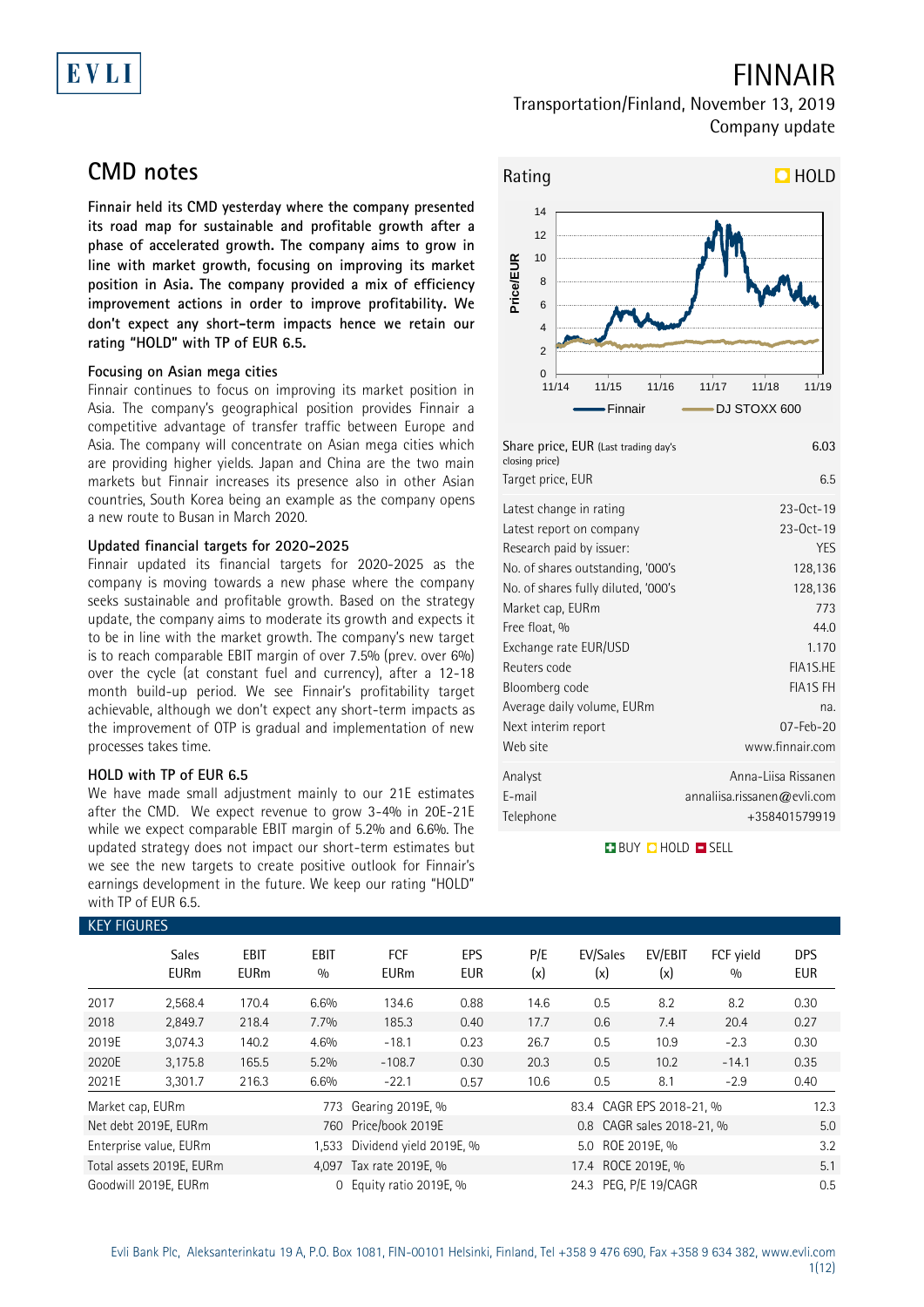# FINNAIR

Transportation/Finland, November 13, 2019
Company update

## CMD notes

**Finnair held its CMD yesterday where the company presented its road map for sustainable and profitable growth after a phase of accelerated growth. The company aims to grow in line with market growth, focusing on improving its market position in Asia. The company provided a mix of efficiency improvement actions in order to improve profitability. We don't expect any short-term impacts hence we retain our rating "HOLD" with TP of EUR 6.5.**

### Focusing on Asian mega cities

Finnair continues to focus on improving its market position in Asia. The company's geographical position provides Finnair a competitive advantage of transfer traffic between Europe and Asia. The company will concentrate on Asian mega cities which are providing higher yields. Japan and China are the two main markets but Finnair increases its presence also in other Asian countries, South Korea being an example as the company opens a new route to Busan in March 2020.

### Updated financial targets for 2020-2025

Finnair updated its financial targets for 2020-2025 as the company is moving towards a new phase where the company seeks sustainable and profitable growth. Based on the strategy update, the company aims to moderate its growth and expects it to be in line with the market growth. The company's new target is to reach comparable EBIT margin of over 7.5% (prev. over 6%) over the cycle (at constant fuel and currency), after a 12-18 month build-up period. We see Finnair's profitability target achievable, although we don't expect any short-term impacts as the improvement of OTP is gradual and implementation of new processes takes time.

### HOLD with TP of EUR 6.5

We have made small adjustment mainly to our 21E estimates after the CMD. We expect revenue to grow 3-4% in 20E-21E while we expect comparable EBIT margin of 5.2% and 6.6%. The updated strategy does not impact our short-term estimates but we see the new targets to create positive outlook for Finnair's earnings development in the future. We keep our rating "HOLD" with TP of EUR 6.5.

**Rating: HOLD**

| | |
|---|---|
| Share price, EUR (Last trading day's closing price) | 6.03 |
| Target price, EUR | 6.5 |
| Latest change in rating | 23-Oct-19 |
| Latest report on company | 23-Oct-19 |
| Research paid by issuer: | YES |
| No. of shares outstanding, '000's | 128,136 |
| No. of shares fully diluted, '000's | 128,136 |
| Market cap, EURm | 773 |
| Free float, % | 44.0 |
| Exchange rate EUR/USD | 1.170 |
| Reuters code | FIA1S.HE |
| Bloomberg code | FIA1S FH |
| Average daily volume, EURm | na. |
| Next interim report | 07-Feb-20 |
| Web site | www.finnair.com |
| Analyst | Anna-Liisa Rissanen |
| E-mail | annaliisa.rissanen@evli.com |
| Telephone | +358401579919 |

BUY / HOLD / SELL

### KEY FIGURES

| | Sales EURm | EBIT EURm | EBIT % | FCF EURm | EPS EUR | P/E (x) | EV/Sales (x) | EV/EBIT (x) | FCF yield % | DPS EUR |
|---|---|---|---|---|---|---|---|---|---|---|
| 2017 | 2,568.4 | 170.4 | 6.6% | 134.6 | 0.88 | 14.6 | 0.5 | 8.2 | 8.2 | 0.30 |
| 2018 | 2,849.7 | 218.4 | 7.7% | 185.3 | 0.40 | 17.7 | 0.6 | 7.4 | 20.4 | 0.27 |
| 2019E | 3,074.3 | 140.2 | 4.6% | -18.1 | 0.23 | 26.7 | 0.5 | 10.9 | -2.3 | 0.30 |
| 2020E | 3,175.8 | 165.5 | 5.2% | -108.7 | 0.30 | 20.3 | 0.5 | 10.2 | -14.1 | 0.35 |
| 2021E | 3,301.7 | 216.3 | 6.6% | -22.1 | 0.57 | 10.6 | 0.5 | 8.1 | -2.9 | 0.40 |

| | | | | | |
|---|---|---|---|---|---|
| Market cap, EURm | 773 | Gearing 2019E, % | 83.4 | CAGR EPS 2018-21, % | 12.3 |
| Net debt 2019E, EURm | 760 | Price/book 2019E | 0.8 | CAGR sales 2018-21, % | 5.0 |
| Enterprise value, EURm | 1,533 | Dividend yield 2019E, % | 5.0 | ROE 2019E, % | 3.2 |
| Total assets 2019E, EURm | 4,097 | Tax rate 2019E, % | 17.4 | ROCE 2019E, % | 5.1 |
| Goodwill 2019E, EURm | 0 | Equity ratio 2019E, % | 24.3 | PEG, P/E 19/CAGR | 0.5 |

Evli Bank Plc, Aleksanterinkatu 19 A, P.O. Box 1081, FIN-00101 Helsinki, Finland, Tel +358 9 476 690, Fax +358 9 634 382, www.evli.com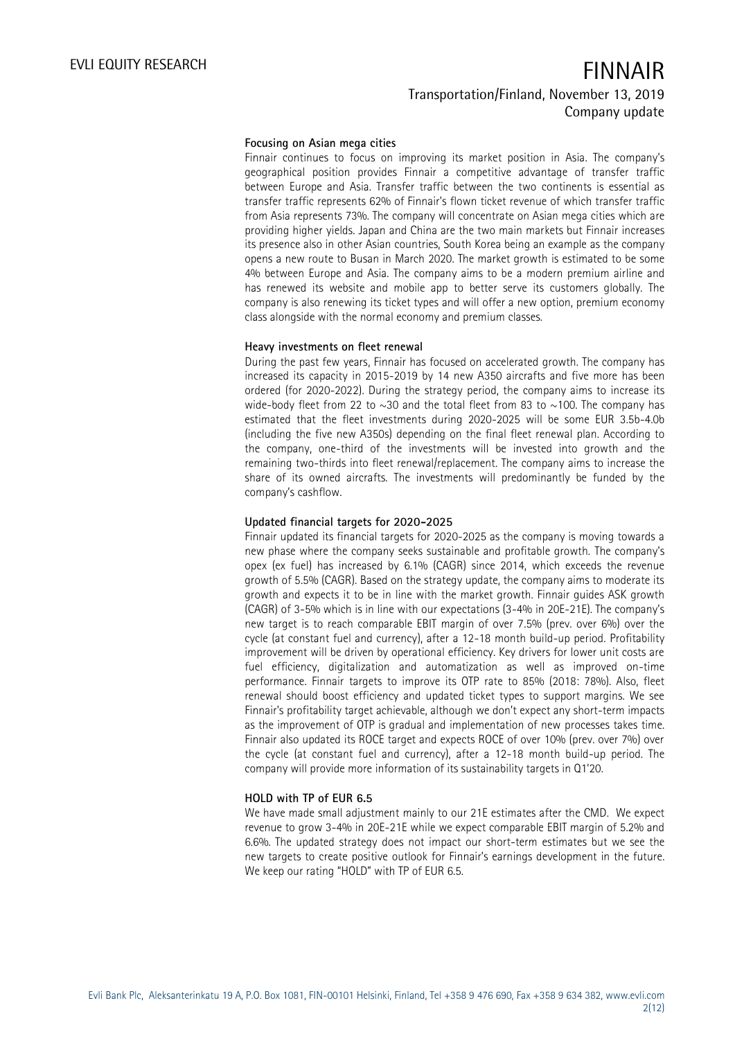### Focusing on Asian mega cities

Finnair continues to focus on improving its market position in Asia. The company's geographical position provides Finnair a competitive advantage of transfer traffic between Europe and Asia. Transfer traffic between the two continents is essential as transfer traffic represents 62% of Finnair's flown ticket revenue of which transfer traffic from Asia represents 73%. The company will concentrate on Asian mega cities which are providing higher yields. Japan and China are the two main markets but Finnair increases its presence also in other Asian countries, South Korea being an example as the company opens a new route to Busan in March 2020. The market growth is estimated to be some 4% between Europe and Asia. The company aims to be a modern premium airline and has renewed its website and mobile app to better serve its customers globally. The company is also renewing its ticket types and will offer a new option, premium economy class alongside with the normal economy and premium classes.

### Heavy investments on fleet renewal

During the past few years, Finnair has focused on accelerated growth. The company has increased its capacity in 2015-2019 by 14 new A350 aircrafts and five more has been ordered (for 2020-2022). During the strategy period, the company aims to increase its wide-body fleet from 22 to ~30 and the total fleet from 83 to ~100. The company has estimated that the fleet investments during 2020-2025 will be some EUR 3.5b-4.0b (including the five new A350s) depending on the final fleet renewal plan. According to the company, one-third of the investments will be invested into growth and the remaining two-thirds into fleet renewal/replacement. The company aims to increase the share of its owned aircrafts. The investments will predominantly be funded by the company's cashflow.

### Updated financial targets for 2020–2025

Finnair updated its financial targets for 2020-2025 as the company is moving towards a new phase where the company seeks sustainable and profitable growth. The company's opex (ex fuel) has increased by 6.1% (CAGR) since 2014, which exceeds the revenue growth of 5.5% (CAGR). Based on the strategy update, the company aims to moderate its growth and expects it to be in line with the market growth. Finnair guides ASK growth (CAGR) of 3-5% which is in line with our expectations (3-4% in 20E-21E). The company's new target is to reach comparable EBIT margin of over 7.5% (prev. over 6%) over the cycle (at constant fuel and currency), after a 12-18 month build-up period. Profitability improvement will be driven by operational efficiency. Key drivers for lower unit costs are fuel efficiency, digitalization and automatization as well as improved on-time performance. Finnair targets to improve its OTP rate to 85% (2018: 78%). Also, fleet renewal should boost efficiency and updated ticket types to support margins. We see Finnair's profitability target achievable, although we don't expect any short-term impacts as the improvement of OTP is gradual and implementation of new processes takes time. Finnair also updated its ROCE target and expects ROCE of over 10% (prev. over 7%) over the cycle (at constant fuel and currency), after a 12-18 month build-up period. The company will provide more information of its sustainability targets in Q1'20.

### HOLD with TP of EUR 6.5

We have made small adjustment mainly to our 21E estimates after the CMD. We expect revenue to grow 3-4% in 20E-21E while we expect comparable EBIT margin of 5.2% and 6.6%. The updated strategy does not impact our short-term estimates but we see the new targets to create positive outlook for Finnair's earnings development in the future. We keep our rating "HOLD" with TP of EUR 6.5.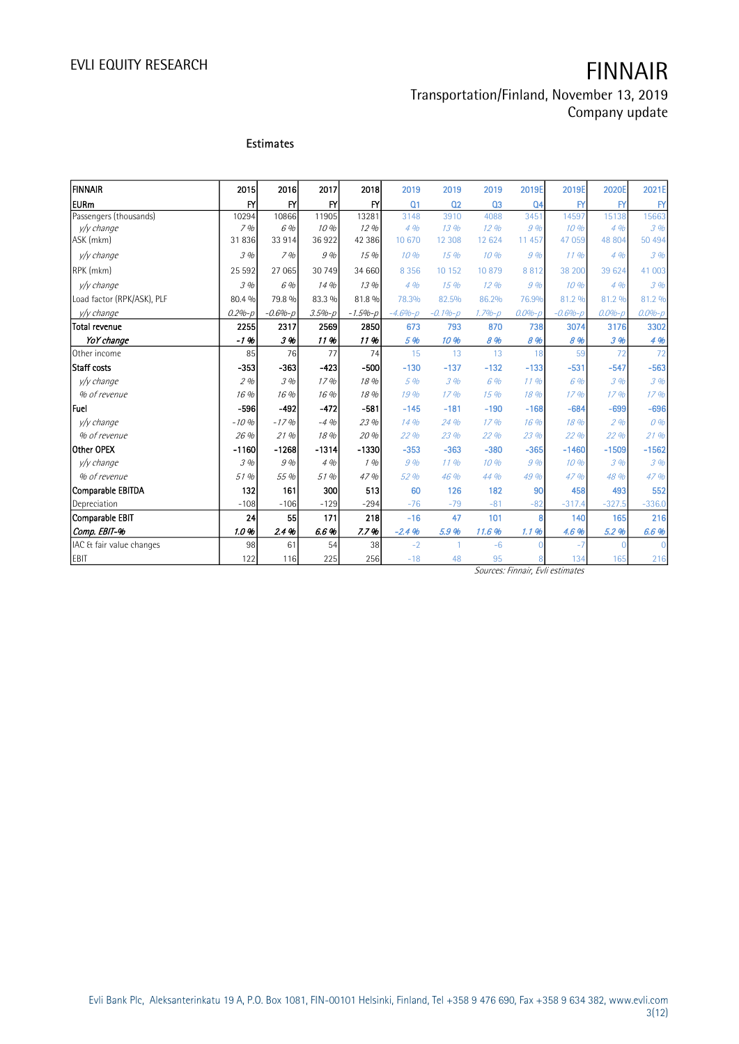## Estimates

| FINNAIR | 2015 | 2016 | 2017 | 2018 | 2019 | 2019 | 2019 | 2019E | 2019E | 2020E | 2021E |
|---|---|---|---|---|---|---|---|---|---|---|---|
| EURm | FY | FY | FY | FY | Q1 | Q2 | Q3 | Q4 | FY | FY | FY |
| Passengers (thousands) | 10294 | 10866 | 11905 | 13281 | 3148 | 3910 | 4088 | 3451 | 14597 | 15138 | 15663 |
| *y/y change* | *7 %* | *6 %* | *10 %* | *12 %* | *4 %* | *13 %* | *12 %* | *9 %* | *10 %* | *4 %* | *3 %* |
| ASK (mkm) | 31 836 | 33 914 | 36 922 | 42 386 | 10 670 | 12 308 | 12 624 | 11 457 | 47 059 | 48 804 | 50 494 |
| *y/y change* | *3 %* | *7 %* | *9 %* | *15 %* | *10 %* | *15 %* | *10 %* | *9 %* | *11 %* | *4 %* | *3 %* |
| RPK (mkm) | 25 592 | 27 065 | 30 749 | 34 660 | 8 356 | 10 152 | 10 879 | 8 812 | 38 200 | 39 624 | 41 003 |
| *y/y change* | *3 %* | *6 %* | *14 %* | *13 %* | *4 %* | *15 %* | *12 %* | *9 %* | *10 %* | *4 %* | *3 %* |
| Load factor (RPK/ASK), PLF | 80.4 % | 79.8 % | 83.3 % | 81.8 % | 78.3% | 82.5% | 86.2% | 76.9% | 81.2 % | 81.2 % | 81.2 % |
| *y/y change* | *0.2%-p* | *-0.6%-p* | *3.5%-p* | *-1.5%-p* | *-4.6%-p* | *-0.1%-p* | *1.7%-p* | *0.0%-p* | *-0.6%-p* | *0.0%-p* | *0.0%-p* |
| **Total revenue** | **2255** | **2317** | **2569** | **2850** | **673** | **793** | **870** | **738** | **3074** | **3176** | **3302** |
| ***YoY change*** | ***-1 %*** | ***3 %*** | ***11 %*** | ***11 %*** | ***5 %*** | ***10 %*** | ***8 %*** | ***8 %*** | ***8 %*** | ***3 %*** | ***4 %*** |
| Other income | 85 | 76 | 77 | 74 | 15 | 13 | 13 | 18 | 59 | 72 | 72 |
| **Staff costs** | **-353** | **-363** | **-423** | **-500** | **-130** | **-137** | **-132** | **-133** | **-531** | **-547** | **-563** |
| *y/y change* | *2 %* | *3 %* | *17 %* | *18 %* | *5 %* | *3 %* | *6 %* | *11 %* | *6 %* | *3 %* | *3 %* |
| *% of revenue* | *16 %* | *16 %* | *16 %* | *18 %* | *19 %* | *17 %* | *15 %* | *18 %* | *17 %* | *17 %* | *17 %* |
| **Fuel** | **-596** | **-492** | **-472** | **-581** | **-145** | **-181** | **-190** | **-168** | **-684** | **-699** | **-696** |
| *y/y change* | *-10 %* | *-17 %* | *-4 %* | *23 %* | *14 %* | *24 %* | *17 %* | *16 %* | *18 %* | *2 %* | *0 %* |
| *% of revenue* | *26 %* | *21 %* | *18 %* | *20 %* | *22 %* | *23 %* | *22 %* | *23 %* | *22 %* | *22 %* | *21 %* |
| **Other OPEX** | **-1160** | **-1268** | **-1314** | **-1330** | **-353** | **-363** | **-380** | **-365** | **-1460** | **-1509** | **-1562** |
| *y/y change* | *3 %* | *9 %* | *4 %* | *1 %* | *9 %* | *11 %* | *10 %* | *9 %* | *10 %* | *3 %* | *3 %* |
| *% of revenue* | *51 %* | *55 %* | *51 %* | *47 %* | *52 %* | *46 %* | *44 %* | *49 %* | *47 %* | *48 %* | *47 %* |
| **Comparable EBITDA** | **132** | **161** | **300** | **513** | **60** | **126** | **182** | **90** | **458** | **493** | **552** |
| Depreciation | -108 | -106 | -129 | -294 | -76 | -79 | -81 | -82 | -317.4 | -327.5 | -336.0 |
| **Comparable EBIT** | **24** | **55** | **171** | **218** | **-16** | **47** | **101** | **8** | **140** | **165** | **216** |
| ***Comp. EBIT-%*** | ***1.0 %*** | ***2.4 %*** | ***6.6 %*** | ***7.7 %*** | ***-2.4 %*** | ***5.9 %*** | ***11.6 %*** | ***1.1 %*** | ***4.6 %*** | ***5.2 %*** | ***6.6 %*** |
| IAC & fair value changes | 98 | 61 | 54 | 38 | -2 | 1 | -6 | 0 | -7 | 0 | 0 |
| EBIT | 122 | 116 | 225 | 256 | -18 | 48 | 95 | 8 | 134 | 165 | 216 |

*Sources: Finnair, Evli estimates*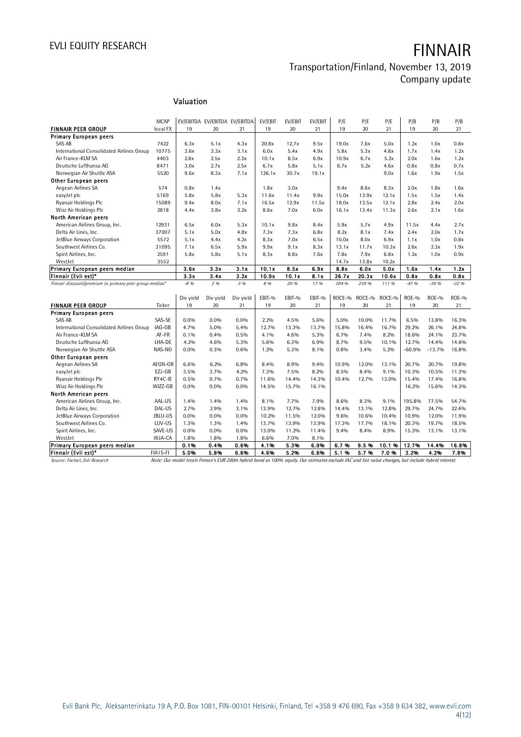## Valuation

| FINNAIR PEER GROUP | MCAP local FX | EV/EBITDA 19 | EV/EBITDA 20 | EV/EBITDA 21 | EV/EBIT 19 | EV/EBIT 20 | EV/EBIT 21 | P/E 19 | P/E 20 | P/E 21 | P/B 19 | P/B 20 | P/B 21 |
|---|---|---|---|---|---|---|---|---|---|---|---|---|---|
| **Primary European peers** | | | | | | | | | | | | | |
| SAS AB | 7422 | 6.3x | 5.1x | 4.3x | 20.8x | 12.7x | 9.5x | 19.0x | 7.6x | 5.0x | 1.2x | 1.0x | 0.8x |
| International Consolidated Airlines Group | 10775 | 3.6x | 3.3x | 3.1x | 6.0x | 5.4x | 4.9x | 5.8x | 5.3x | 4.8x | 1.7x | 1.4x | 1.2x |
| Air France-KLM SA | 4403 | 2.8x | 2.5x | 2.3x | 10.1x | 8.5x | 6.9x | 10.9x | 6.7x | 5.2x | 2.0x | 1.6x | 1.2x |
| Deutsche Lufthansa AG | 8471 | 3.0x | 2.7x | 2.5x | 6.7x | 5.8x | 5.1x | 6.7x | 5.2x | 4.6x | 0.8x | 0.8x | 0.7x |
| Norwegian Air Shuttle ASA | 5520 | 9.6x | 8.3x | 7.1x | 126.1x | 30.7x | 19.1x | | | 9.0x | 1.6x | 1.9x | 1.5x |
| **Other European peers** | | | | | | | | | | | | | |
| Aegean Airlines SA | 574 | 0.8x | 1.4x | | 1.8x | 3.0x | | 9.4x | 8.6x | 8.3x | 2.0x | 1.8x | 1.6x |
| easyJet plc | 5169 | 5.8x | 5.8x | 5.3x | 11.6x | 11.4x | 9.9x | 15.0x | 13.9x | 12.1x | 1.5x | 1.5x | 1.4x |
| Ryanair Holdings Plc | 15089 | 9.4x | 8.0x | 7.1x | 16.5x | 12.9x | 11.5x | 18.0x | 13.5x | 12.1x | 2.8x | 2.4x | 2.0x |
| Wizz Air Holdings Plc | 2818 | 4.4x | 3.8x | 3.2x | 8.6x | 7.0x | 6.0x | 16.1x | 13.4x | 11.3x | 2.6x | 2.1x | 1.6x |
| **North American peers** | | | | | | | | | | | | | |
| American Airlines Group, Inc. | 12931 | 6.5x | 6.0x | 5.3x | 10.1x | 9.8x | 8.4x | 5.9x | 5.7x | 4.9x | 11.5x | 4.4x | 2.7x |
| Delta Air Lines, Inc. | 37007 | 5.1x | 5.0x | 4.8x | 7.3x | 7.3x | 6.8x | 8.2x | 8.1x | 7.4x | 2.4x | 2.0x | 1.7x |
| JetBlue Airways Corporation | 5572 | 5.1x | 4.4x | 4.2x | 8.3x | 7.0x | 6.5x | 10.0x | 8.0x | 6.9x | 1.1x | 1.0x | 0.8x |
| Southwest Airlines Co. | 31095 | 7.1x | 6.5x | 5.9x | 9.9x | 9.1x | 8.3x | 13.1x | 11.7x | 10.3x | 2.6x | 2.3x | 1.9x |
| Spirit Airlines, Inc. | 2591 | 5.8x | 5.8x | 5.1x | 8.3x | 8.8x | 7.6x | 7.8x | 7.9x | 6.8x | 1.2x | 1.0x | 0.9x |
| WestJet | 3552 | | | | | | | 14.7x | 13.8x | 10.2x | | | |
| **Primary European peers median** | | **3.6x** | **3.3x** | **3.1x** | **10.1x** | **8.5x** | **6.9x** | **8.8x** | **6.0x** | **5.0x** | **1.6x** | **1.4x** | **1.2x** |
| **Finnair (Evli est)*** | | **3.3x** | **3.4x** | **3.2x** | **10.9x** | **10.1x** | **8.1x** | **26.7x** | **20.3x** | **10.6x** | **0.8x** | **0.8x** | **0.8x** |
| *Finnair discount/premium to primary peer group median** | | *-8 %* | *2 %* | *3 %* | *8 %* | *20 %* | *17 %* | *204 %* | *239 %* | *111 %* | *-47 %* | *-39 %* | *-32 %* |

| FINNAIR PEER GROUP | Ticker | Div yield 19 | Div yield 20 | Div yield 21 | EBIT-% 19 | EBIT-% 20 | EBIT-% 21 | ROCE-% 19 | ROCE-% 20 | ROCE-% 21 | ROE-% 19 | ROE-% 20 | ROE-% 21 |
|---|---|---|---|---|---|---|---|---|---|---|---|---|---|
| **Primary European peers** | | | | | | | | | | | | | |
| SAS AB | SAS-SE | 0.0% | 0.0% | 0.0% | 2.2% | 4.5% | 5.6% | 5.0% | 10.0% | 11.7% | 6.5% | 13.8% | 16.3% |
| International Consolidated Airlines Group | IAG-GB | 4.7% | 5.0% | 5.4% | 12.7% | 13.3% | 13.7% | 15.8% | 16.4% | 16.7% | 29.2% | 26.1% | 24.8% |
| Air France-KLM SA | AF-FR | 0.1% | 0.4% | 0.5% | 4.1% | 4.6% | 5.3% | 6.7% | 7.4% | 8.2% | 18.6% | 24.1% | 23.7% |
| Deutsche Lufthansa AG | LHA-DE | 4.2% | 4.6% | 5.3% | 5.6% | 6.3% | 6.9% | 8.7% | 9.5% | 10.1% | 12.7% | 14.4% | 14.6% |
| Norwegian Air Shuttle ASA | NAS-NO | 0.0% | 0.3% | 0.6% | 1.2% | 5.3% | 8.1% | 0.8% | 3.4% | 5.2% | -60.9% | -13.7% | 16.8% |
| **Other European peers** | | | | | | | | | | | | | |
| Aegean Airlines SA | AEGN-GR | 6.6% | 6.2% | 6.8% | 8.4% | 8.9% | 9.4% | 10.9% | 12.0% | 13.1% | 20.7% | 20.7% | 19.8% |
| easyJet plc | EZJ-GB | 3.5% | 3.7% | 4.2% | 7.3% | 7.5% | 8.2% | 8.5% | 8.4% | 9.1% | 10.3% | 10.5% | 11.3% |
| Ryanair Holdings Plc | RY4C-IE | 0.5% | 0.7% | 0.7% | 11.6% | 14.4% | 14.3% | 10.4% | 12.7% | 13.0% | 15.4% | 17.4% | 16.8% |
| Wizz Air Holdings Plc | WIZZ-GB | 0.0% | 0.0% | 0.0% | 14.5% | 15.7% | 16.1% | | | | 16.2% | 15.6% | 14.3% |
| **North American peers** | | | | | | | | | | | | | |
| American Airlines Group, Inc. | AAL-US | 1.4% | 1.4% | 1.4% | 8.1% | 7.7% | 7.9% | 8.6% | 8.3% | 9.1% | 195.8% | 77.5% | 54.7% |
| Delta Air Lines, Inc. | DAL-US | 2.7% | 2.9% | 3.1% | 13.9% | 12.7% | 12.8% | 14.4% | 13.1% | 12.8% | 29.7% | 24.7% | 22.4% |
| JetBlue Airways Corporation | JBLU-US | 0.0% | 0.0% | 0.0% | 10.2% | 11.5% | 12.0% | 9.6% | 10.6% | 10.4% | 10.9% | 12.0% | 11.9% |
| Southwest Airlines Co. | LUV-US | 1.3% | 1.3% | 1.4% | 13.7% | 13.9% | 13.9% | 17.3% | 17.7% | 18.1% | 20.3% | 19.7% | 18.5% |
| Spirit Airlines, Inc. | SAVE-US | 0.0% | 0.0% | 0.0% | 13.0% | 11.2% | 11.4% | 9.4% | 8.4% | 8.9% | 15.3% | 13.1% | 13.1% |
| WestJet | WJA-CA | 1.8% | 1.8% | 1.8% | 6.6% | 7.0% | 8.1% | | | | | | |
| **Primary European peers median** | | **0.1%** | **0.4%** | **0.6%** | **4.1%** | **5.3%** | **6.9%** | **6.7 %** | **9.5 %** | **10.1 %** | **12.7%** | **14.4%** | **16.8%** |
| **Finnair (Evli est)*** | FIA1S-FI | **5.0%** | **5.8%** | **6.6%** | **4.6%** | **5.2%** | **6.6%** | **5.1 %** | **5.7 %** | **7.0 %** | **3.2%** | **4.2%** | **7.8%** |

*Source: Factset, Evli Research*

*Note: Our model treats Finnair's EUR 200m hybrid bond as 100% equity. Our estimates exclude IAC and fair value changes, but include hybrid interest.*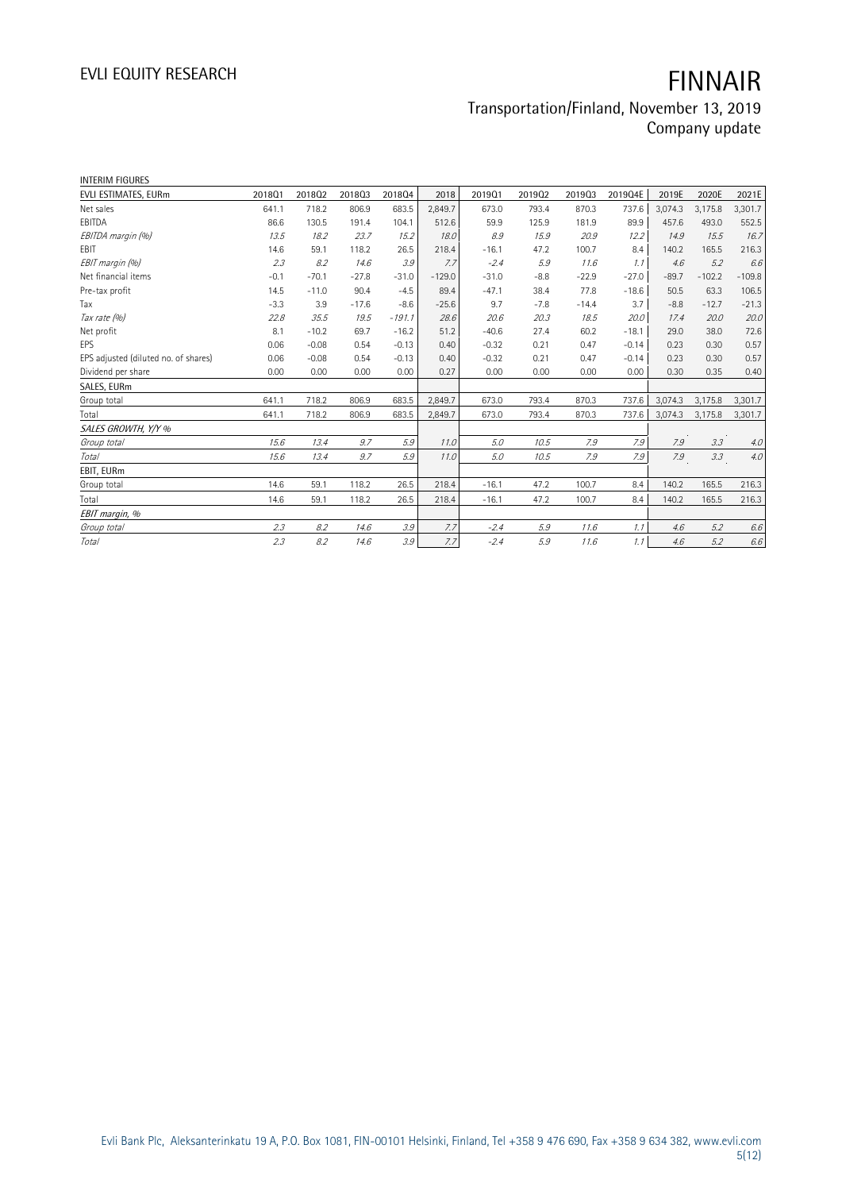INTERIM FIGURES

| EVLI ESTIMATES, EURm | 2018Q1 | 2018Q2 | 2018Q3 | 2018Q4 | 2018 | 2019Q1 | 2019Q2 | 2019Q3 | 2019Q4E | 2019E | 2020E | 2021E |
|---|---|---|---|---|---|---|---|---|---|---|---|---|
| Net sales | 641.1 | 718.2 | 806.9 | 683.5 | 2,849.7 | 673.0 | 793.4 | 870.3 | 737.6 | 3,074.3 | 3,175.8 | 3,301.7 |
| EBITDA | 86.6 | 130.5 | 191.4 | 104.1 | 512.6 | 59.9 | 125.9 | 181.9 | 89.9 | 457.6 | 493.0 | 552.5 |
| *EBITDA margin (%)* | *13.5* | *18.2* | *23.7* | *15.2* | *18.0* | *8.9* | *15.9* | *20.9* | *12.2* | *14.9* | *15.5* | *16.7* |
| EBIT | 14.6 | 59.1 | 118.2 | 26.5 | 218.4 | -16.1 | 47.2 | 100.7 | 8.4 | 140.2 | 165.5 | 216.3 |
| *EBIT margin (%)* | *2.3* | *8.2* | *14.6* | *3.9* | *7.7* | *-2.4* | *5.9* | *11.6* | *1.1* | *4.6* | *5.2* | *6.6* |
| Net financial items | -0.1 | -70.1 | -27.8 | -31.0 | -129.0 | -31.0 | -8.8 | -22.9 | -27.0 | -89.7 | -102.2 | -109.8 |
| Pre-tax profit | 14.5 | -11.0 | 90.4 | -4.5 | 89.4 | -47.1 | 38.4 | 77.8 | -18.6 | 50.5 | 63.3 | 106.5 |
| Tax | -3.3 | 3.9 | -17.6 | -8.6 | -25.6 | 9.7 | -7.8 | -14.4 | 3.7 | -8.8 | -12.7 | -21.3 |
| *Tax rate (%)* | *22.8* | *35.5* | *19.5* | *-191.1* | *28.6* | *20.6* | *20.3* | *18.5* | *20.0* | *17.4* | *20.0* | *20.0* |
| Net profit | 8.1 | -10.2 | 69.7 | -16.2 | 51.2 | -40.6 | 27.4 | 60.2 | -18.1 | 29.0 | 38.0 | 72.6 |
| EPS | 0.06 | -0.08 | 0.54 | -0.13 | 0.40 | -0.32 | 0.21 | 0.47 | -0.14 | 0.23 | 0.30 | 0.57 |
| EPS adjusted (diluted no. of shares) | 0.06 | -0.08 | 0.54 | -0.13 | 0.40 | -0.32 | 0.21 | 0.47 | -0.14 | 0.23 | 0.30 | 0.57 |
| Dividend per share | 0.00 | 0.00 | 0.00 | 0.00 | 0.27 | 0.00 | 0.00 | 0.00 | 0.00 | 0.30 | 0.35 | 0.40 |
| SALES, EURm | | | | | | | | | | | | |
| Group total | 641.1 | 718.2 | 806.9 | 683.5 | 2,849.7 | 673.0 | 793.4 | 870.3 | 737.6 | 3,074.3 | 3,175.8 | 3,301.7 |
| Total | 641.1 | 718.2 | 806.9 | 683.5 | 2,849.7 | 673.0 | 793.4 | 870.3 | 737.6 | 3,074.3 | 3,175.8 | 3,301.7 |
| *SALES GROWTH, Y/Y %* | | | | | | | | | | | | |
| *Group total* | *15.6* | *13.4* | *9.7* | *5.9* | *11.0* | *5.0* | *10.5* | *7.9* | *7.9* | *7.9* | *3.3* | *4.0* |
| *Total* | *15.6* | *13.4* | *9.7* | *5.9* | *11.0* | *5.0* | *10.5* | *7.9* | *7.9* | *7.9* | *3.3* | *4.0* |
| EBIT, EURm | | | | | | | | | | | | |
| Group total | 14.6 | 59.1 | 118.2 | 26.5 | 218.4 | -16.1 | 47.2 | 100.7 | 8.4 | 140.2 | 165.5 | 216.3 |
| Total | 14.6 | 59.1 | 118.2 | 26.5 | 218.4 | -16.1 | 47.2 | 100.7 | 8.4 | 140.2 | 165.5 | 216.3 |
| *EBIT margin, %* | | | | | | | | | | | | |
| *Group total* | *2.3* | *8.2* | *14.6* | *3.9* | *7.7* | *-2.4* | *5.9* | *11.6* | *1.1* | *4.6* | *5.2* | *6.6* |
| *Total* | *2.3* | *8.2* | *14.6* | *3.9* | *7.7* | *-2.4* | *5.9* | *11.6* | *1.1* | *4.6* | *5.2* | *6.6* |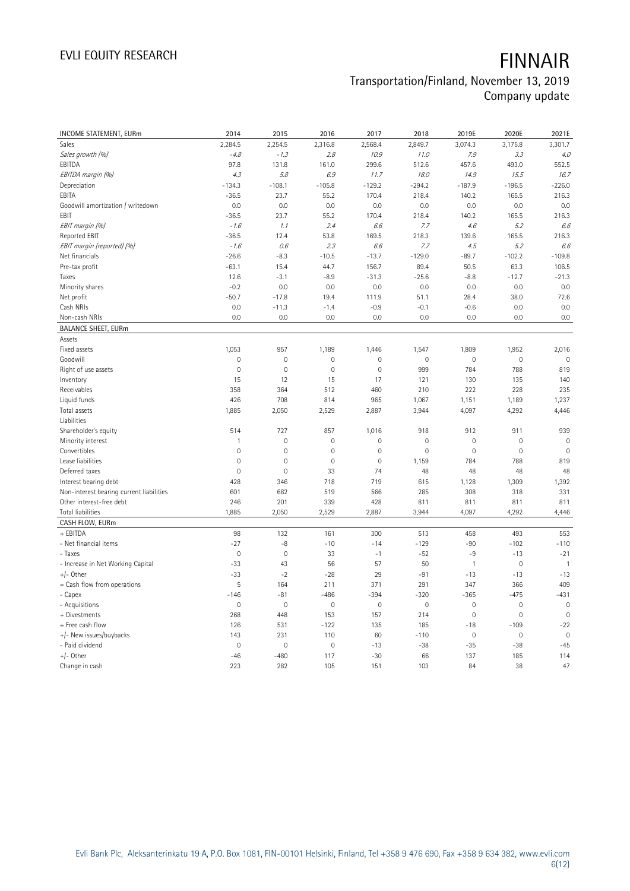# FINNAIR

## Transportation/Finland, November 13, 2019
Company update

| INCOME STATEMENT, EURm | 2014 | 2015 | 2016 | 2017 | 2018 | 2019E | 2020E | 2021E |
|---|---|---|---|---|---|---|---|---|
| Sales | 2,284.5 | 2,254.5 | 2,316.8 | 2,568.4 | 2,849.7 | 3,074.3 | 3,175.8 | 3,301.7 |
| *Sales growth (%)* | *-4.8* | *-1.3* | *2.8* | *10.9* | *11.0* | *7.9* | *3.3* | *4.0* |
| EBITDA | 97.8 | 131.8 | 161.0 | 299.6 | 512.6 | 457.6 | 493.0 | 552.5 |
| *EBITDA margin (%)* | *4.3* | *5.8* | *6.9* | *11.7* | *18.0* | *14.9* | *15.5* | *16.7* |
| Depreciation | -134.3 | -108.1 | -105.8 | -129.2 | -294.2 | -187.9 | -196.5 | -226.0 |
| EBITA | -36.5 | 23.7 | 55.2 | 170.4 | 218.4 | 140.2 | 165.5 | 216.3 |
| Goodwill amortization / writedown | 0.0 | 0.0 | 0.0 | 0.0 | 0.0 | 0.0 | 0.0 | 0.0 |
| EBIT | -36.5 | 23.7 | 55.2 | 170.4 | 218.4 | 140.2 | 165.5 | 216.3 |
| *EBIT margin (%)* | *-1.6* | *1.1* | *2.4* | *6.6* | *7.7* | *4.6* | *5.2* | *6.6* |
| Reported EBIT | -36.5 | 12.4 | 53.8 | 169.5 | 218.3 | 139.6 | 165.5 | 216.3 |
| *EBIT margin (reported) (%)* | *-1.6* | *0.6* | *2.3* | *6.6* | *7.7* | *4.5* | *5.2* | *6.6* |
| Net financials | -26.6 | -8.3 | -10.5 | -13.7 | -129.0 | -89.7 | -102.2 | -109.8 |
| Pre-tax profit | -63.1 | 15.4 | 44.7 | 156.7 | 89.4 | 50.5 | 63.3 | 106.5 |
| Taxes | 12.6 | -3.1 | -8.9 | -31.3 | -25.6 | -8.8 | -12.7 | -21.3 |
| Minority shares | -0.2 | 0.0 | 0.0 | 0.0 | 0.0 | 0.0 | 0.0 | 0.0 |
| Net profit | -50.7 | -17.8 | 19.4 | 111.9 | 51.1 | 28.4 | 38.0 | 72.6 |
| Cash NRIs | 0.0 | -11.3 | -1.4 | -0.9 | -0.1 | -0.6 | 0.0 | 0.0 |
| Non-cash NRIs | 0.0 | 0.0 | 0.0 | 0.0 | 0.0 | 0.0 | 0.0 | 0.0 |

| BALANCE SHEET, EURm | 2014 | 2015 | 2016 | 2017 | 2018 | 2019E | 2020E | 2021E |
|---|---|---|---|---|---|---|---|---|
| Assets | | | | | | | | |
| Fixed assets | 1,053 | 957 | 1,189 | 1,446 | 1,547 | 1,809 | 1,952 | 2,016 |
| Goodwill | 0 | 0 | 0 | 0 | 0 | 0 | 0 | 0 |
| Right of use assets | 0 | 0 | 0 | 0 | 999 | 784 | 788 | 819 |
| Inventory | 15 | 12 | 15 | 17 | 121 | 130 | 135 | 140 |
| Receivables | 358 | 364 | 512 | 460 | 210 | 222 | 228 | 235 |
| Liquid funds | 426 | 708 | 814 | 965 | 1,067 | 1,151 | 1,189 | 1,237 |
| Total assets | 1,885 | 2,050 | 2,529 | 2,887 | 3,944 | 4,097 | 4,292 | 4,446 |
| Liabilities | | | | | | | | |
| Shareholder's equity | 514 | 727 | 857 | 1,016 | 918 | 912 | 911 | 939 |
| Minority interest | 1 | 0 | 0 | 0 | 0 | 0 | 0 | 0 |
| Convertibles | 0 | 0 | 0 | 0 | 0 | 0 | 0 | 0 |
| Lease liabilities | 0 | 0 | 0 | 0 | 1,159 | 784 | 788 | 819 |
| Deferred taxes | 0 | 0 | 33 | 74 | 48 | 48 | 48 | 48 |
| Interest bearing debt | 428 | 346 | 718 | 719 | 615 | 1,128 | 1,309 | 1,392 |
| Non-interest bearing current liabilities | 601 | 682 | 519 | 566 | 285 | 308 | 318 | 331 |
| Other interest-free debt | 246 | 201 | 339 | 428 | 811 | 811 | 811 | 811 |
| Total liabilities | 1,885 | 2,050 | 2,529 | 2,887 | 3,944 | 4,097 | 4,292 | 4,446 |

| CASH FLOW, EURm | 2014 | 2015 | 2016 | 2017 | 2018 | 2019E | 2020E | 2021E |
|---|---|---|---|---|---|---|---|---|
| + EBITDA | 98 | 132 | 161 | 300 | 513 | 458 | 493 | 553 |
| - Net financial items | -27 | -8 | -10 | -14 | -129 | -90 | -102 | -110 |
| - Taxes | 0 | 0 | 33 | -1 | -52 | -9 | -13 | -21 |
| - Increase in Net Working Capital | -33 | 43 | 56 | 57 | 50 | 1 | 0 | 1 |
| +/- Other | -33 | -2 | -28 | 29 | -91 | -13 | -13 | -13 |
| = Cash flow from operations | 5 | 164 | 211 | 371 | 291 | 347 | 366 | 409 |
| - Capex | -146 | -81 | -486 | -394 | -320 | -365 | -475 | -431 |
| - Acquisitions | 0 | 0 | 0 | 0 | 0 | 0 | 0 | 0 |
| + Divestments | 268 | 448 | 153 | 157 | 214 | 0 | 0 | 0 |
| = Free cash flow | 126 | 531 | -122 | 135 | 185 | -18 | -109 | -22 |
| +/- New issues/buybacks | 143 | 231 | 110 | 60 | -110 | 0 | 0 | 0 |
| - Paid dividend | 0 | 0 | 0 | -13 | -38 | -35 | -38 | -45 |
| +/- Other | -46 | -480 | 117 | -30 | 66 | 137 | 185 | 114 |
| Change in cash | 223 | 282 | 105 | 151 | 103 | 84 | 38 | 47 |

Evli Bank Plc, Aleksanterinkatu 19 A, P.O. Box 1081, FIN-00101 Helsinki, Finland, Tel +358 9 476 690, Fax +358 9 634 382, www.evli.com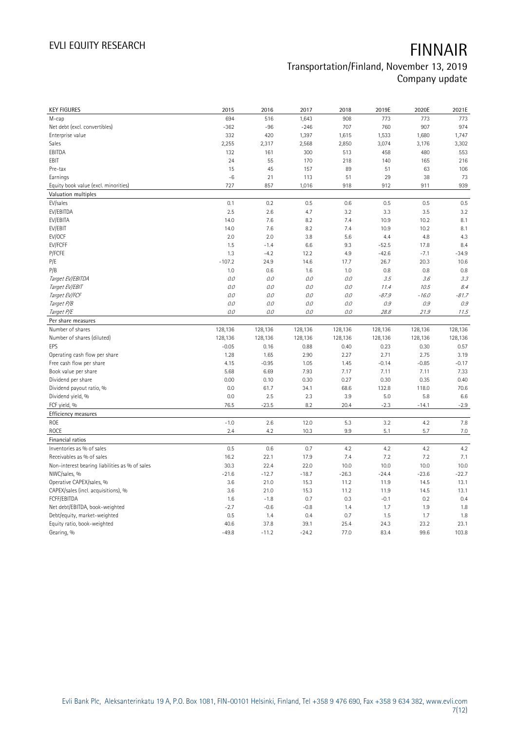# EVLI EQUITY RESEARCH

# FINNAIR

## Transportation/Finland, November 13, 2019
## Company update

| KEY FIGURES | 2015 | 2016 | 2017 | 2018 | 2019E | 2020E | 2021E |
|---|---|---|---|---|---|---|---|
| M-cap | 694 | 516 | 1,643 | 908 | 773 | 773 | 773 |
| Net debt (excl. convertibles) | -362 | -96 | -246 | 707 | 760 | 907 | 974 |
| Enterprise value | 332 | 420 | 1,397 | 1,615 | 1,533 | 1,680 | 1,747 |
| Sales | 2,255 | 2,317 | 2,568 | 2,850 | 3,074 | 3,176 | 3,302 |
| EBITDA | 132 | 161 | 300 | 513 | 458 | 480 | 553 |
| EBIT | 24 | 55 | 170 | 218 | 140 | 165 | 216 |
| Pre-tax | 15 | 45 | 157 | 89 | 51 | 63 | 106 |
| Earnings | -6 | 21 | 113 | 51 | 29 | 38 | 73 |
| Equity book value (excl. minorities) | 727 | 857 | 1,016 | 918 | 912 | 911 | 939 |
| **Valuation multiples** | | | | | | | |
| EV/sales | 0.1 | 0.2 | 0.5 | 0.6 | 0.5 | 0.5 | 0.5 |
| EV/EBITDA | 2.5 | 2.6 | 4.7 | 3.2 | 3.3 | 3.5 | 3.2 |
| EV/EBITA | 14.0 | 7.6 | 8.2 | 7.4 | 10.9 | 10.2 | 8.1 |
| EV/EBIT | 14.0 | 7.6 | 8.2 | 7.4 | 10.9 | 10.2 | 8.1 |
| EV/OCF | 2.0 | 2.0 | 3.8 | 5.6 | 4.4 | 4.8 | 4.3 |
| EV/FCFF | 1.5 | -1.4 | 6.6 | 9.3 | -52.5 | 17.8 | 8.4 |
| P/FCFE | 1.3 | -4.2 | 12.2 | 4.9 | -42.6 | -7.1 | -34.9 |
| P/E | -107.2 | 24.9 | 14.6 | 17.7 | 26.7 | 20.3 | 10.6 |
| P/B | 1.0 | 0.6 | 1.6 | 1.0 | 0.8 | 0.8 | 0.8 |
| *Target EV/EBITDA* | *0.0* | *0.0* | *0.0* | *0.0* | *3.5* | *3.6* | *3.3* |
| *Target EV/EBIT* | *0.0* | *0.0* | *0.0* | *0.0* | *11.4* | *10.5* | *8.4* |
| *Target EV/FCF* | *0.0* | *0.0* | *0.0* | *0.0* | *-87.9* | *-16.0* | *-81.7* |
| *Target P/B* | *0.0* | *0.0* | *0.0* | *0.0* | *0.9* | *0.9* | *0.9* |
| *Target P/E* | *0.0* | *0.0* | *0.0* | *0.0* | *28.8* | *21.9* | *11.5* |
| **Per share measures** | | | | | | | |
| Number of shares | 128,136 | 128,136 | 128,136 | 128,136 | 128,136 | 128,136 | 128,136 |
| Number of shares (diluted) | 128,136 | 128,136 | 128,136 | 128,136 | 128,136 | 128,136 | 128,136 |
| EPS | -0.05 | 0.16 | 0.88 | 0.40 | 0.23 | 0.30 | 0.57 |
| Operating cash flow per share | 1.28 | 1.65 | 2.90 | 2.27 | 2.71 | 2.75 | 3.19 |
| Free cash flow per share | 4.15 | -0.95 | 1.05 | 1.45 | -0.14 | -0.85 | -0.17 |
| Book value per share | 5.68 | 6.69 | 7.93 | 7.17 | 7.11 | 7.11 | 7.33 |
| Dividend per share | 0.00 | 0.10 | 0.30 | 0.27 | 0.30 | 0.35 | 0.40 |
| Dividend payout ratio, % | 0.0 | 61.7 | 34.1 | 68.6 | 132.8 | 118.0 | 70.6 |
| Dividend yield, % | 0.0 | 2.5 | 2.3 | 3.9 | 5.0 | 5.8 | 6.6 |
| FCF yield, % | 76.5 | -23.5 | 8.2 | 20.4 | -2.3 | -14.1 | -2.9 |
| **Efficiency measures** | | | | | | | |
| ROE | -1.0 | 2.6 | 12.0 | 5.3 | 3.2 | 4.2 | 7.8 |
| ROCE | 2.4 | 4.2 | 10.3 | 9.9 | 5.1 | 5.7 | 7.0 |
| **Financial ratios** | | | | | | | |
| Inventories as % of sales | 0.5 | 0.6 | 0.7 | 4.2 | 4.2 | 4.2 | 4.2 |
| Receivables as % of sales | 16.2 | 22.1 | 17.9 | 7.4 | 7.2 | 7.2 | 7.1 |
| Non-interest bearing liabilities as % of sales | 30.3 | 22.4 | 22.0 | 10.0 | 10.0 | 10.0 | 10.0 |
| NWC/sales, % | -21.6 | -12.7 | -18.7 | -26.3 | -24.4 | -23.6 | -22.7 |
| Operative CAPEX/sales, % | 3.6 | 21.0 | 15.3 | 11.2 | 11.9 | 14.5 | 13.1 |
| CAPEX/sales (incl. acquisitions), % | 3.6 | 21.0 | 15.3 | 11.2 | 11.9 | 14.5 | 13.1 |
| FCFF/EBITDA | 1.6 | -1.8 | 0.7 | 0.3 | -0.1 | 0.2 | 0.4 |
| Net debt/EBITDA, book-weighted | -2.7 | -0.6 | -0.8 | 1.4 | 1.7 | 1.9 | 1.8 |
| Debt/equity, market-weighted | 0.5 | 1.4 | 0.4 | 0.7 | 1.5 | 1.7 | 1.8 |
| Equity ratio, book-weighted | 40.6 | 37.8 | 39.1 | 25.4 | 24.3 | 23.2 | 23.1 |
| Gearing, % | -49.8 | -11.2 | -24.2 | 77.0 | 83.4 | 99.6 | 103.8 |

Evli Bank Plc, Aleksanterinkatu 19 A, P.O. Box 1081, FIN-00101 Helsinki, Finland, Tel +358 9 476 690, Fax +358 9 634 382, www.evli.com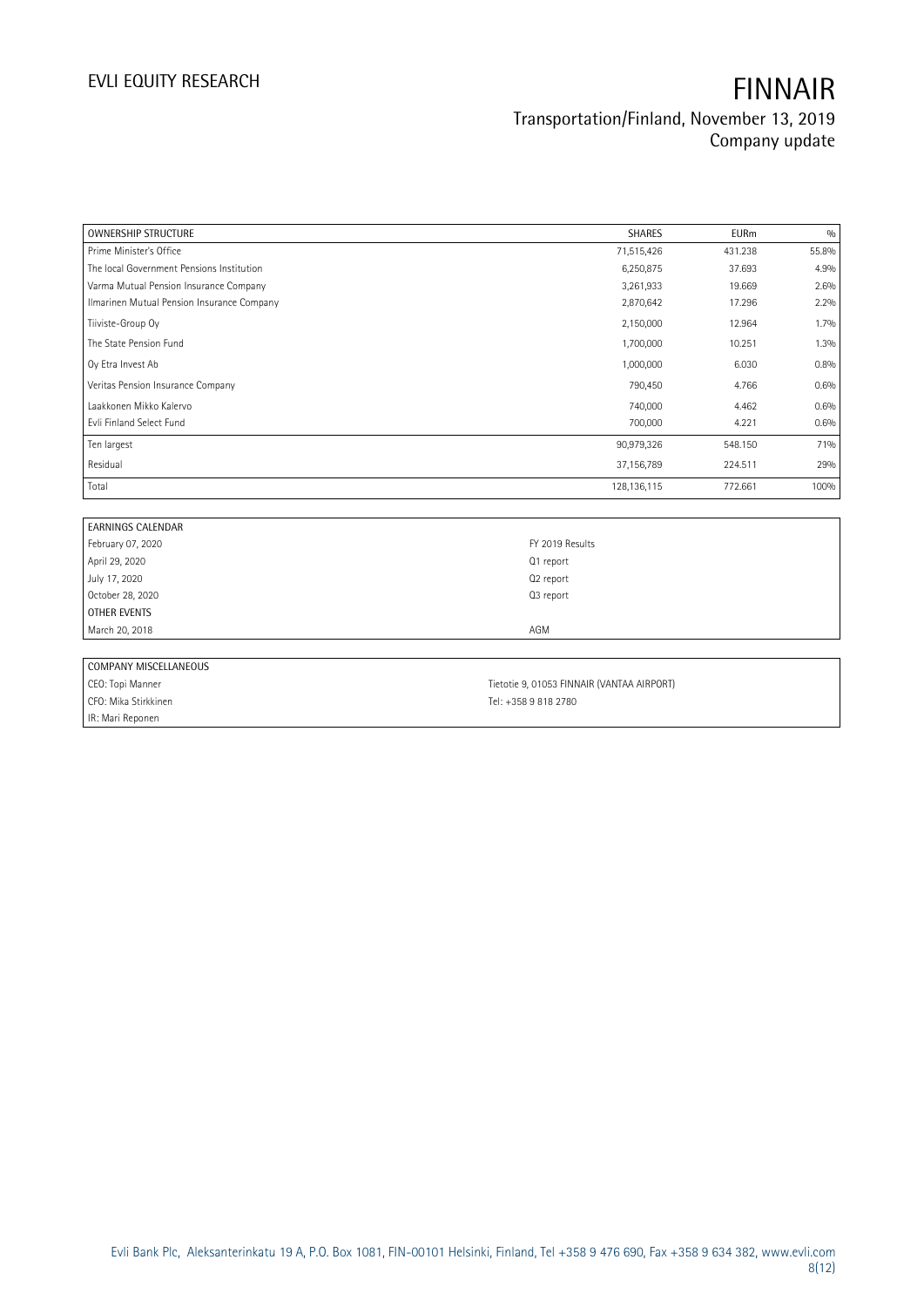| OWNERSHIP STRUCTURE | SHARES | EURm | % |
|---|---|---|---|
| Prime Minister's Office | 71,515,426 | 431.238 | 55.8% |
| The local Government Pensions Institution | 6,250,875 | 37.693 | 4.9% |
| Varma Mutual Pension Insurance Company | 3,261,933 | 19.669 | 2.6% |
| Ilmarinen Mutual Pension Insurance Company | 2,870,642 | 17.296 | 2.2% |
| Tiiviste-Group Oy | 2,150,000 | 12.964 | 1.7% |
| The State Pension Fund | 1,700,000 | 10.251 | 1.3% |
| Oy Etra Invest Ab | 1,000,000 | 6.030 | 0.8% |
| Veritas Pension Insurance Company | 790,450 | 4.766 | 0.6% |
| Laakkonen Mikko Kalervo | 740,000 | 4.462 | 0.6% |
| Evli Finland Select Fund | 700,000 | 4.221 | 0.6% |
| Ten largest | 90,979,326 | 548.150 | 71% |
| Residual | 37,156,789 | 224.511 | 29% |
| Total | 128,136,115 | 772.661 | 100% |

| EARNINGS CALENDAR | |
|---|---|
| February 07, 2020 | FY 2019 Results |
| April 29, 2020 | Q1 report |
| July 17, 2020 | Q2 report |
| October 28, 2020 | Q3 report |
| OTHER EVENTS | |
| March 20, 2018 | AGM |

| COMPANY MISCELLANEOUS | |
|---|---|
| CEO: Topi Manner | Tietotie 9, 01053 FINNAIR (VANTAA AIRPORT) |
| CFO: Mika Stirkkinen | Tel: +358 9 818 2780 |
| IR: Mari Reponen | |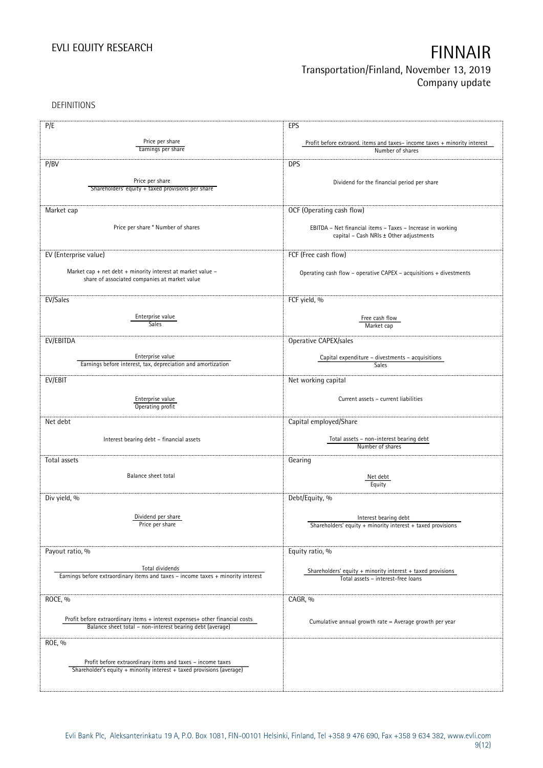DEFINITIONS

| Term | Definition | Term | Definition |
|---|---|---|---|
| P/E | Price per share / Earnings per share | EPS | (Profit before extraord. items and taxes – income taxes + minority interest) / Number of shares |
| P/BV | Price per share / Shareholders' equity + taxed provisions per share | DPS | Dividend for the financial period per share |
| Market cap | Price per share * Number of shares | OCF (Operating cash flow) | EBITDA – Net financial items – Taxes – Increase in working capital – Cash NRIs ± Other adjustments |
| EV (Enterprise value) | Market cap + net debt + minority interest at market value – share of associated companies at market value | FCF (Free cash flow) | Operating cash flow – operative CAPEX – acquisitions + divestments |
| EV/Sales | Enterprise value / Sales | FCF yield, % | Free cash flow / Market cap |
| EV/EBITDA | Enterprise value / Earnings before interest, tax, depreciation and amortization | Operative CAPEX/sales | (Capital expenditure – divestments – acquisitions) / Sales |
| EV/EBIT | Enterprise value / Operating profit | Net working capital | Current assets – current liabilities |
| Net debt | Interest bearing debt – financial assets | Capital employed/Share | (Total assets – non-interest bearing debt) / Number of shares |
| Total assets | Balance sheet total | Gearing | Net debt / Equity |
| Div yield, % | Dividend per share / Price per share | Debt/Equity, % | Interest bearing debt / (Shareholders' equity + minority interest + taxed provisions) |
| Payout ratio, % | Total dividends / (Earnings before extraordinary items and taxes – income taxes + minority interest) | Equity ratio, % | (Shareholders' equity + minority interest + taxed provisions) / (Total assets – interest-free loans) |
| ROCE, % | (Profit before extraordinary items + interest expenses+ other financial costs) / (Balance sheet total – non-interest bearing debt (average)) | CAGR, % | Cumulative annual growth rate = Average growth per year |
| ROE, % | (Profit before extraordinary items and taxes – income taxes) / (Shareholder's equity + minority interest + taxed provisions (average)) | | |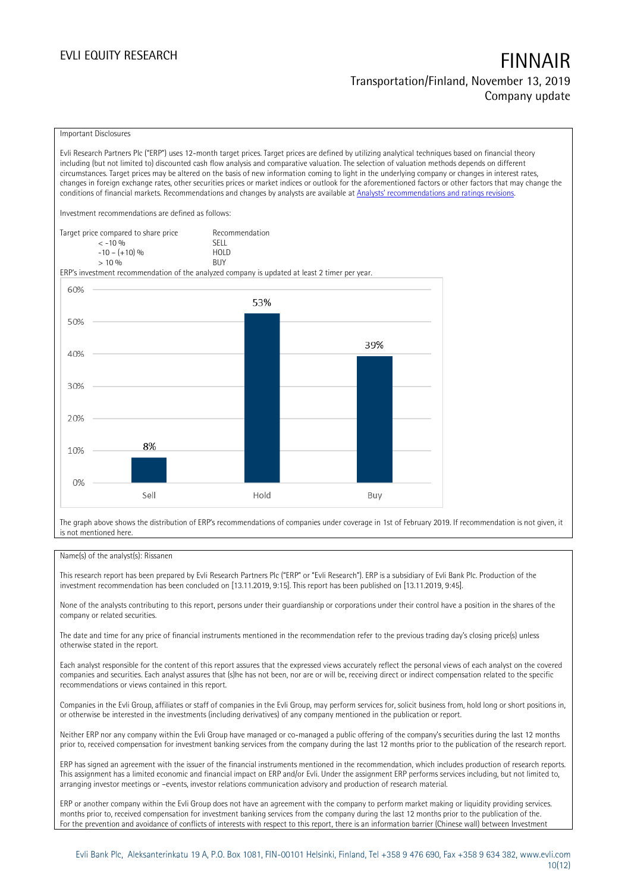Important Disclosures

Evli Research Partners Plc ("ERP") uses 12-month target prices. Target prices are defined by utilizing analytical techniques based on financial theory including (but not limited to) discounted cash flow analysis and comparative valuation. The selection of valuation methods depends on different circumstances. Target prices may be altered on the basis of new information coming to light in the underlying company or changes in interest rates, changes in foreign exchange rates, other securities prices or market indices or outlook for the aforementioned factors or other factors that may change the conditions of financial markets. Recommendations and changes by analysts are available at [Analysts' recommendations and ratings revisions](Analysts' recommendations and ratings revisions).

Investment recommendations are defined as follows:

| Target price compared to share price | Recommendation |
|---|---|
| < -10 % | SELL |
| -10 – (+10) % | HOLD |
| > 10 % | BUY |

ERP's investment recommendation of the analyzed company is updated at least 2 timer per year.

| | Sell | Hold | Buy |
|---|---|---|---|
| Share | 8% | 53% | 39% |

The graph above shows the distribution of ERP's recommendations of companies under coverage in 1st of February 2019. If recommendation is not given, it is not mentioned here.

Name(s) of the analyst(s): Rissanen

This research report has been prepared by Evli Research Partners Plc ("ERP" or "Evli Research"). ERP is a subsidiary of Evli Bank Plc. Production of the investment recommendation has been concluded on [13.11.2019, 9:15]. This report has been published on [13.11.2019, 9:45].

None of the analysts contributing to this report, persons under their guardianship or corporations under their control have a position in the shares of the company or related securities.

The date and time for any price of financial instruments mentioned in the recommendation refer to the previous trading day's closing price(s) unless otherwise stated in the report.

Each analyst responsible for the content of this report assures that the expressed views accurately reflect the personal views of each analyst on the covered companies and securities. Each analyst assures that (s)he has not been, nor are or will be, receiving direct or indirect compensation related to the specific recommendations or views contained in this report.

Companies in the Evli Group, affiliates or staff of companies in the Evli Group, may perform services for, solicit business from, hold long or short positions in, or otherwise be interested in the investments (including derivatives) of any company mentioned in the publication or report.

Neither ERP nor any company within the Evli Group have managed or co-managed a public offering of the company's securities during the last 12 months prior to, received compensation for investment banking services from the company during the last 12 months prior to the publication of the research report.

ERP has signed an agreement with the issuer of the financial instruments mentioned in the recommendation, which includes production of research reports. This assignment has a limited economic and financial impact on ERP and/or Evli. Under the assignment ERP performs services including, but not limited to, arranging investor meetings or –events, investor relations communication advisory and production of research material.

ERP or another company within the Evli Group does not have an agreement with the company to perform market making or liquidity providing services. months prior to, received compensation for investment banking services from the company during the last 12 months prior to the publication of the.
For the prevention and avoidance of conflicts of interests with respect to this report, there is an information barrier (Chinese wall) between Investment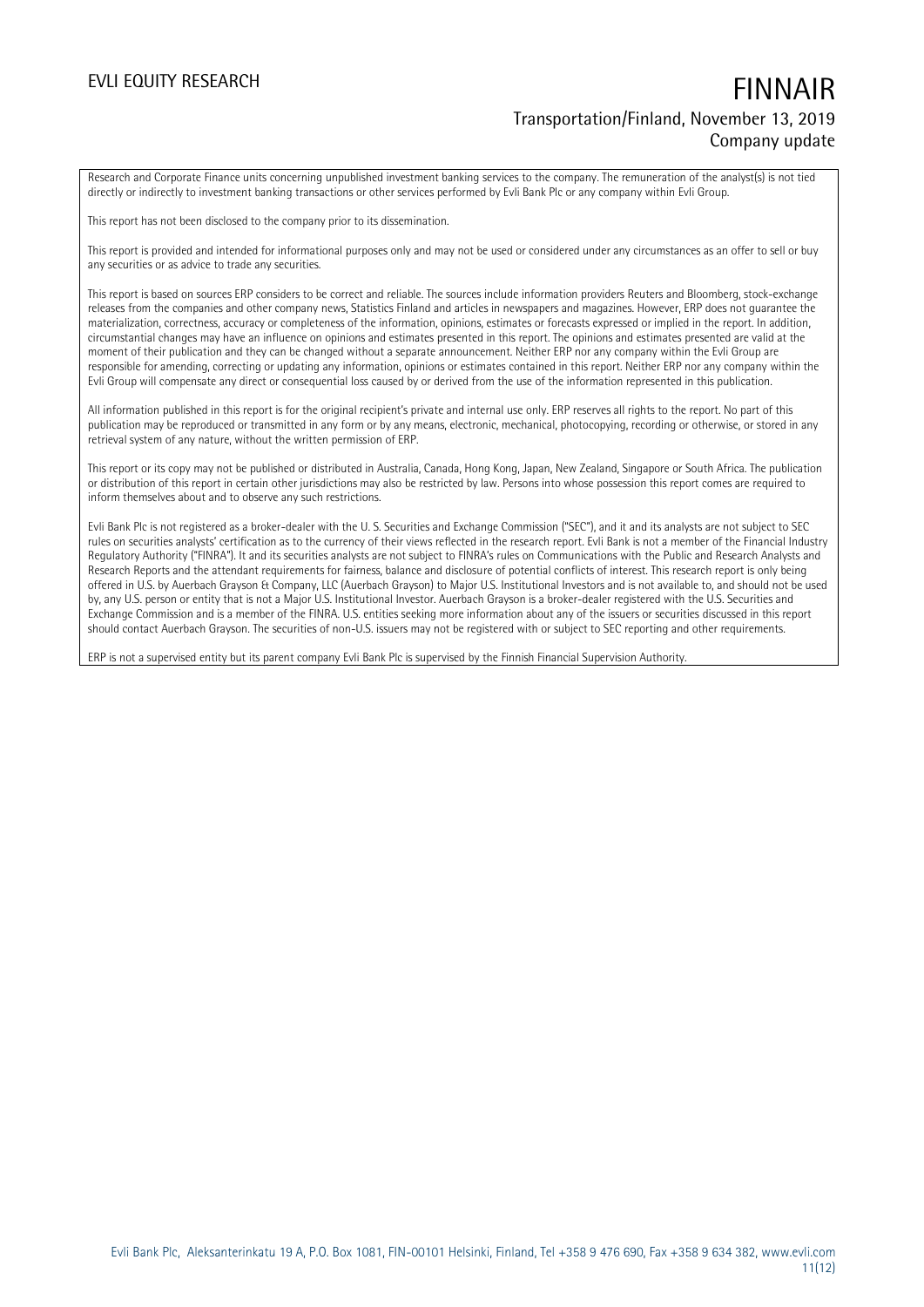Research and Corporate Finance units concerning unpublished investment banking services to the company. The remuneration of the analyst(s) is not tied directly or indirectly to investment banking transactions or other services performed by Evli Bank Plc or any company within Evli Group.

This report has not been disclosed to the company prior to its dissemination.

This report is provided and intended for informational purposes only and may not be used or considered under any circumstances as an offer to sell or buy any securities or as advice to trade any securities.

This report is based on sources ERP considers to be correct and reliable. The sources include information providers Reuters and Bloomberg, stock-exchange releases from the companies and other company news, Statistics Finland and articles in newspapers and magazines. However, ERP does not guarantee the materialization, correctness, accuracy or completeness of the information, opinions, estimates or forecasts expressed or implied in the report. In addition, circumstantial changes may have an influence on opinions and estimates presented in this report. The opinions and estimates presented are valid at the moment of their publication and they can be changed without a separate announcement. Neither ERP nor any company within the Evli Group are responsible for amending, correcting or updating any information, opinions or estimates contained in this report. Neither ERP nor any company within the Evli Group will compensate any direct or consequential loss caused by or derived from the use of the information represented in this publication.

All information published in this report is for the original recipient's private and internal use only. ERP reserves all rights to the report. No part of this publication may be reproduced or transmitted in any form or by any means, electronic, mechanical, photocopying, recording or otherwise, or stored in any retrieval system of any nature, without the written permission of ERP.

This report or its copy may not be published or distributed in Australia, Canada, Hong Kong, Japan, New Zealand, Singapore or South Africa. The publication or distribution of this report in certain other jurisdictions may also be restricted by law. Persons into whose possession this report comes are required to inform themselves about and to observe any such restrictions.

Evli Bank Plc is not registered as a broker-dealer with the U. S. Securities and Exchange Commission ("SEC"), and it and its analysts are not subject to SEC rules on securities analysts' certification as to the currency of their views reflected in the research report. Evli Bank is not a member of the Financial Industry Regulatory Authority ("FINRA"). It and its securities analysts are not subject to FINRA's rules on Communications with the Public and Research Analysts and Research Reports and the attendant requirements for fairness, balance and disclosure of potential conflicts of interest. This research report is only being offered in U.S. by Auerbach Grayson & Company, LLC (Auerbach Grayson) to Major U.S. Institutional Investors and is not available to, and should not be used by, any U.S. person or entity that is not a Major U.S. Institutional Investor. Auerbach Grayson is a broker-dealer registered with the U.S. Securities and Exchange Commission and is a member of the FINRA. U.S. entities seeking more information about any of the issuers or securities discussed in this report should contact Auerbach Grayson. The securities of non-U.S. issuers may not be registered with or subject to SEC reporting and other requirements.

ERP is not a supervised entity but its parent company Evli Bank Plc is supervised by the Finnish Financial Supervision Authority.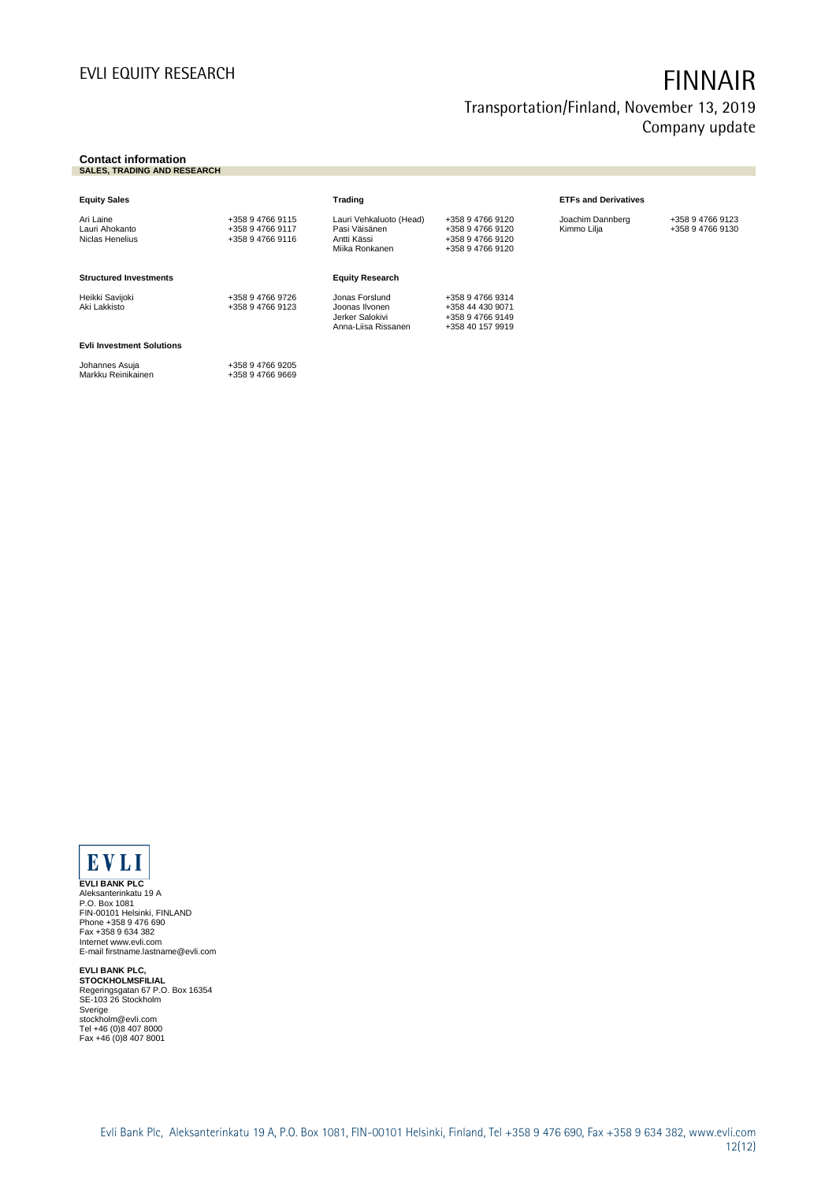## Contact information

**SALES, TRADING AND RESEARCH**

**Equity Sales**

| | |
|---|---|
| Ari Laine | +358 9 4766 9115 |
| Lauri Ahokanto | +358 9 4766 9117 |
| Niclas Henelius | +358 9 4766 9116 |

**Trading**

| | |
|---|---|
| Lauri Vehkaluoto (Head) | +358 9 4766 9120 |
| Pasi Väisänen | +358 9 4766 9120 |
| Antti Kässi | +358 9 4766 9120 |
| Miika Ronkanen | +358 9 4766 9120 |

**ETFs and Derivatives**

| | |
|---|---|
| Joachim Dannberg | +358 9 4766 9123 |
| Kimmo Lilja | +358 9 4766 9130 |

**Structured Investments**

| | |
|---|---|
| Heikki Savijoki | +358 9 4766 9726 |
| Aki Lakkisto | +358 9 4766 9123 |

**Equity Research**

| | |
|---|---|
| Jonas Forslund | +358 9 4766 9314 |
| Joonas Ilvonen | +358 44 430 9071 |
| Jerker Salokivi | +358 9 4766 9149 |
| Anna-Liisa Rissanen | +358 40 157 9919 |

**Evli Investment Solutions**

| | |
|---|---|
| Johannes Asuja | +358 9 4766 9205 |
| Markku Reinikainen | +358 9 4766 9669 |

**EVLI BANK PLC**
Aleksanterinkatu 19 A
P.O. Box 1081
FIN-00101 Helsinki, FINLAND
Phone +358 9 476 690
Fax +358 9 634 382
Internet www.evli.com
E-mail firstname.lastname@evli.com

**EVLI BANK PLC, STOCKHOLMSFILIAL**
Regeringsgatan 67 P.O. Box 16354
SE-103 26 Stockholm
Sverige
stockholm@evli.com
Tel +46 (0)8 407 8000
Fax +46 (0)8 407 8001